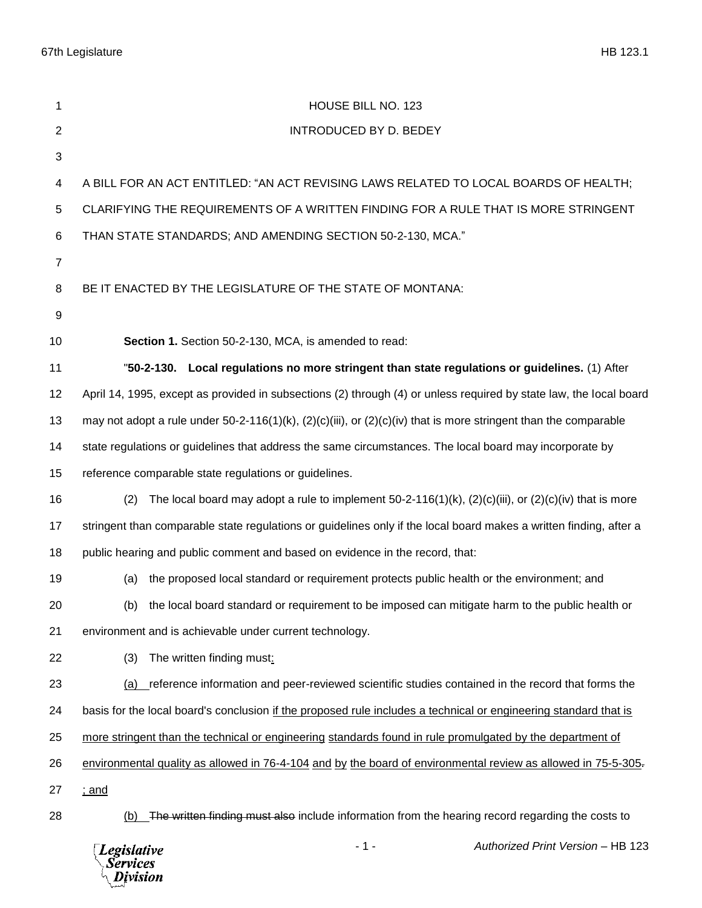HOUSE BILL NO. 123

INTRODUCED BY D. BEDEY

A BILL FOR AN ACT ENTITLED: "AN ACT REVISING LAWS RELATED TO LOCAL BOARDS OF HEALTH; CLARIFYING THE REQUIREMENTS OF A WRITTEN FINDING FOR A RULE THAT IS MORE STRINGENT THAN STATE STANDARDS; AND AMENDING SECTION 50-2-130, MCA."

BE IT ENACTED BY THE LEGISLATURE OF THE STATE OF MONTANA:

**Section 1.** Section 50-2-130, MCA, is amended to read:

"**50-2-130. Local regulations no more stringent than state regulations or guidelines.** (1) After April 14, 1995, except as provided in subsections (2) through (4) or unless required by state law, the local board may not adopt a rule under 50-2-116(1)(k), (2)(c)(iii), or (2)(c)(iv) that is more stringent than the comparable state regulations or guidelines that address the same circumstances. The local board may incorporate by reference comparable state regulations or guidelines.

(2) The local board may adopt a rule to implement 50-2-116(1)(k), (2)(c)(iii), or (2)(c)(iv) that is more stringent than comparable state regulations or guidelines only if the local board makes a written finding, after a public hearing and public comment and based on evidence in the record, that:

(a) the proposed local standard or requirement protects public health or the environment; and

(b) the local board standard or requirement to be imposed can mitigate harm to the public health or environment and is achievable under current technology.

(3) The written finding must<u>:</u>

<u>(a)</u> reference information and peer-reviewed scientific studies contained in the record that forms the basis for the local board's conclusion <u>if the proposed rule includes a technical or engineering standard that is more stringent than the technical or engineering standards found in rule promulgated by the department of environmental quality as allowed in 76-4-104 and by the board of environmental review as allowed in 75-5-305</u>~~.~~ <u>; and</u>

<u>(b)</u> ~~The written finding must also~~ include information from the hearing record regarding the costs to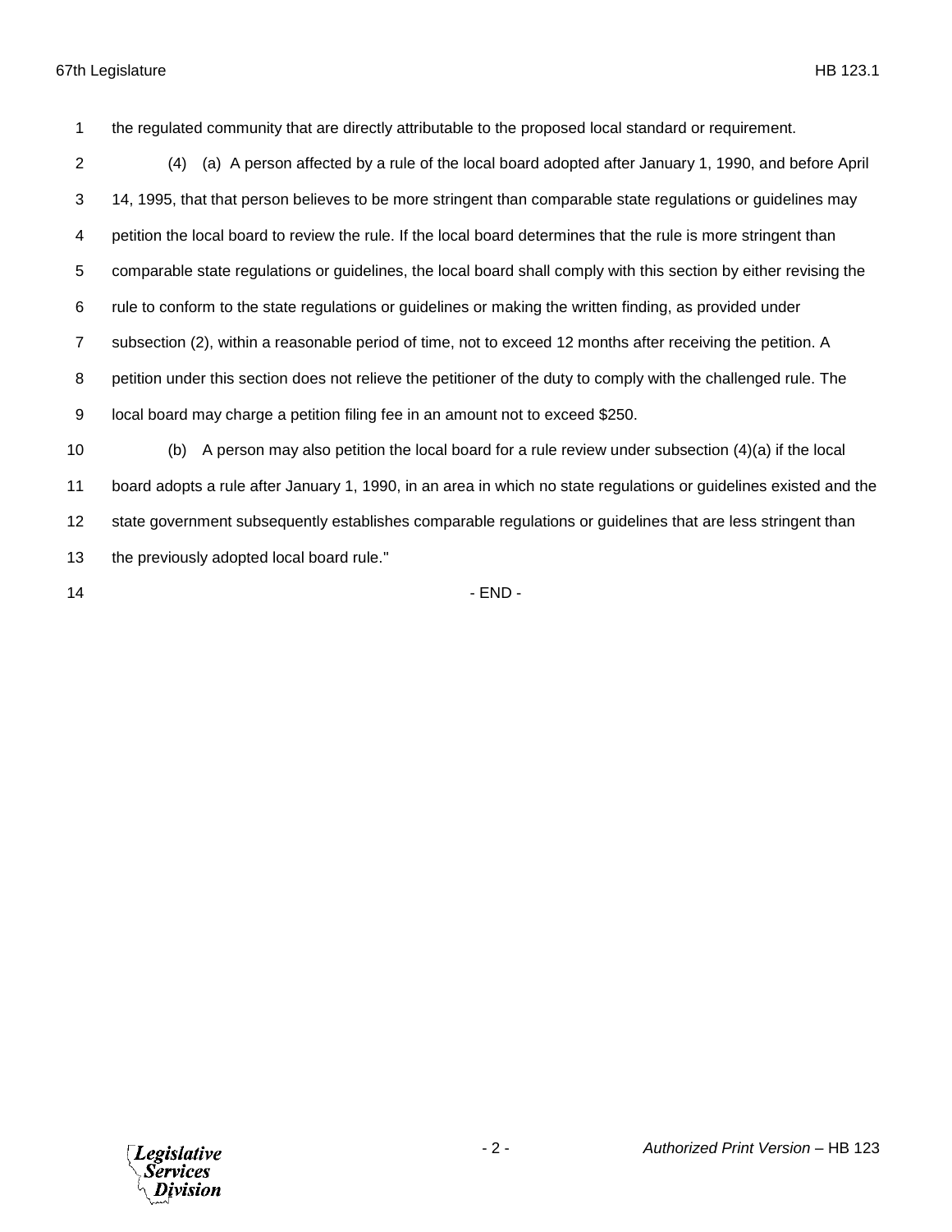the regulated community that are directly attributable to the proposed local standard or requirement.

(4) (a) A person affected by a rule of the local board adopted after January 1, 1990, and before April 14, 1995, that that person believes to be more stringent than comparable state regulations or guidelines may petition the local board to review the rule. If the local board determines that the rule is more stringent than comparable state regulations or guidelines, the local board shall comply with this section by either revising the rule to conform to the state regulations or guidelines or making the written finding, as provided under subsection (2), within a reasonable period of time, not to exceed 12 months after receiving the petition. A petition under this section does not relieve the petitioner of the duty to comply with the challenged rule. The local board may charge a petition filing fee in an amount not to exceed $250.

(b) A person may also petition the local board for a rule review under subsection (4)(a) if the local board adopts a rule after January 1, 1990, in an area in which no state regulations or guidelines existed and the state government subsequently establishes comparable regulations or guidelines that are less stringent than the previously adopted local board rule."

\- END -